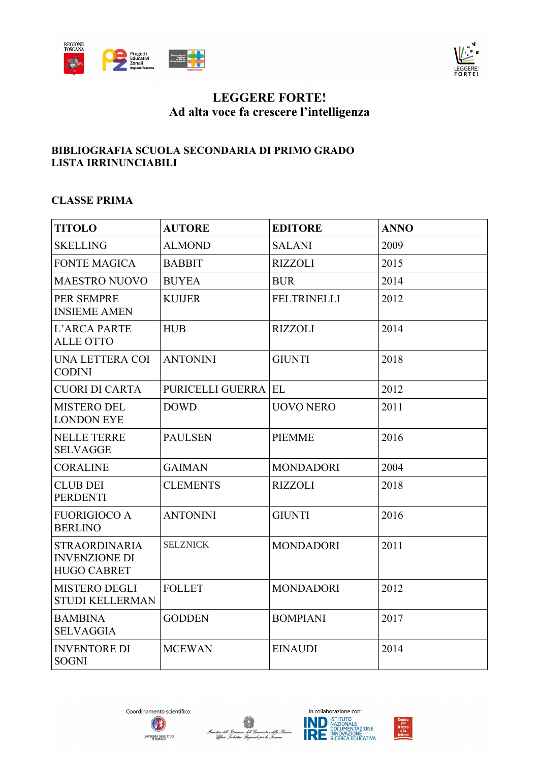# LEGGERE FORTE!
## Ad alta voce fa crescere l'intelligenza

**BIBLIOGRAFIA SCUOLA SECONDARIA DI PRIMO GRADO**
**LISTA IRRINUNCIABILI**

**CLASSE PRIMA**

| TITOLO | AUTORE | EDITORE | ANNO |
|---|---|---|---|
| SKELLING | ALMOND | SALANI | 2009 |
| FONTE MAGICA | BABBIT | RIZZOLI | 2015 |
| MAESTRO NUOVO | BUYEA | BUR | 2014 |
| PER SEMPRE INSIEME AMEN | KUIJER | FELTRINELLI | 2012 |
| L'ARCA PARTE ALLE OTTO | HUB | RIZZOLI | 2014 |
| UNA LETTERA COI CODINI | ANTONINI | GIUNTI | 2018 |
| CUORI DI CARTA | PURICELLI GUERRA | EL | 2012 |
| MISTERO DEL LONDON EYE | DOWD | UOVO NERO | 2011 |
| NELLE TERRE SELVAGGE | PAULSEN | PIEMME | 2016 |
| CORALINE | GAIMAN | MONDADORI | 2004 |
| CLUB DEI PERDENTI | CLEMENTS | RIZZOLI | 2018 |
| FUORIGIOCO A BERLINO | ANTONINI | GIUNTI | 2016 |
| STRAORDINARIA INVENZIONE DI HUGO CABRET | SELZNICK | MONDADORI | 2011 |
| MISTERO DEGLI STUDI KELLERMAN | FOLLET | MONDADORI | 2012 |
| BAMBINA SELVAGGIA | GODDEN | BOMPIANI | 2017 |
| INVENTORE DI SOGNI | MCEWAN | EINAUDI | 2014 |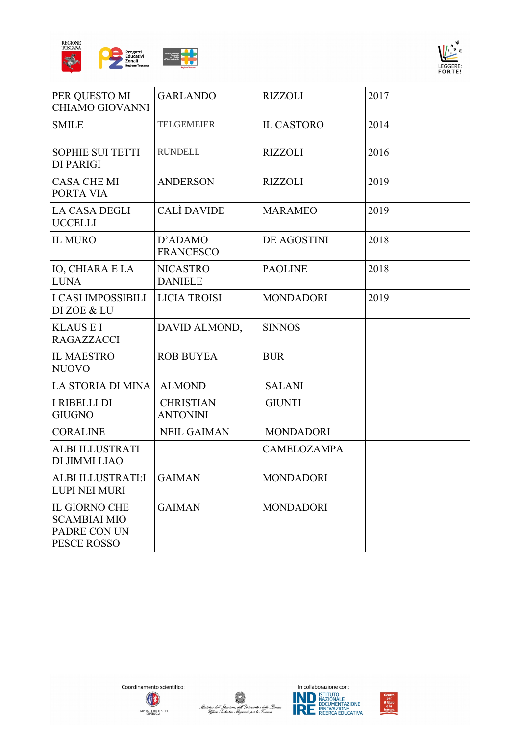| PER QUESTO MI CHIAMO GIOVANNI | GARLANDO | RIZZOLI | 2017 |
|---|---|---|---|
| SMILE | TELGEMEIER | IL CASTORO | 2014 |
| SOPHIE SUI TETTI DI PARIGI | RUNDELL | RIZZOLI | 2016 |
| CASA CHE MI PORTA VIA | ANDERSON | RIZZOLI | 2019 |
| LA CASA DEGLI UCCELLI | CALÌ DAVIDE | MARAMEO | 2019 |
| IL MURO | D'ADAMO FRANCESCO | DE AGOSTINI | 2018 |
| IO, CHIARA E LA LUNA | NICASTRO DANIELE | PAOLINE | 2018 |
| I CASI IMPOSSIBILI DI ZOE & LU | LICIA TROISI | MONDADORI | 2019 |
| KLAUS E I RAGAZZACCI | DAVID ALMOND, | SINNOS | |
| IL MAESTRO NUOVO | ROB BUYEA | BUR | |
| LA STORIA DI MINA | ALMOND | SALANI | |
| I RIBELLI DI GIUGNO | CHRISTIAN ANTONINI | GIUNTI | |
| CORALINE | NEIL GAIMAN | MONDADORI | |
| ALBI ILLUSTRATI DI JIMMI LIAO | | CAMELOZAMPA | |
| ALBI ILLUSTRATI:I LUPI NEI MURI | GAIMAN | MONDADORI | |
| IL GIORNO CHE SCAMBIAI MIO PADRE CON UN PESCE ROSSO | GAIMAN | MONDADORI | |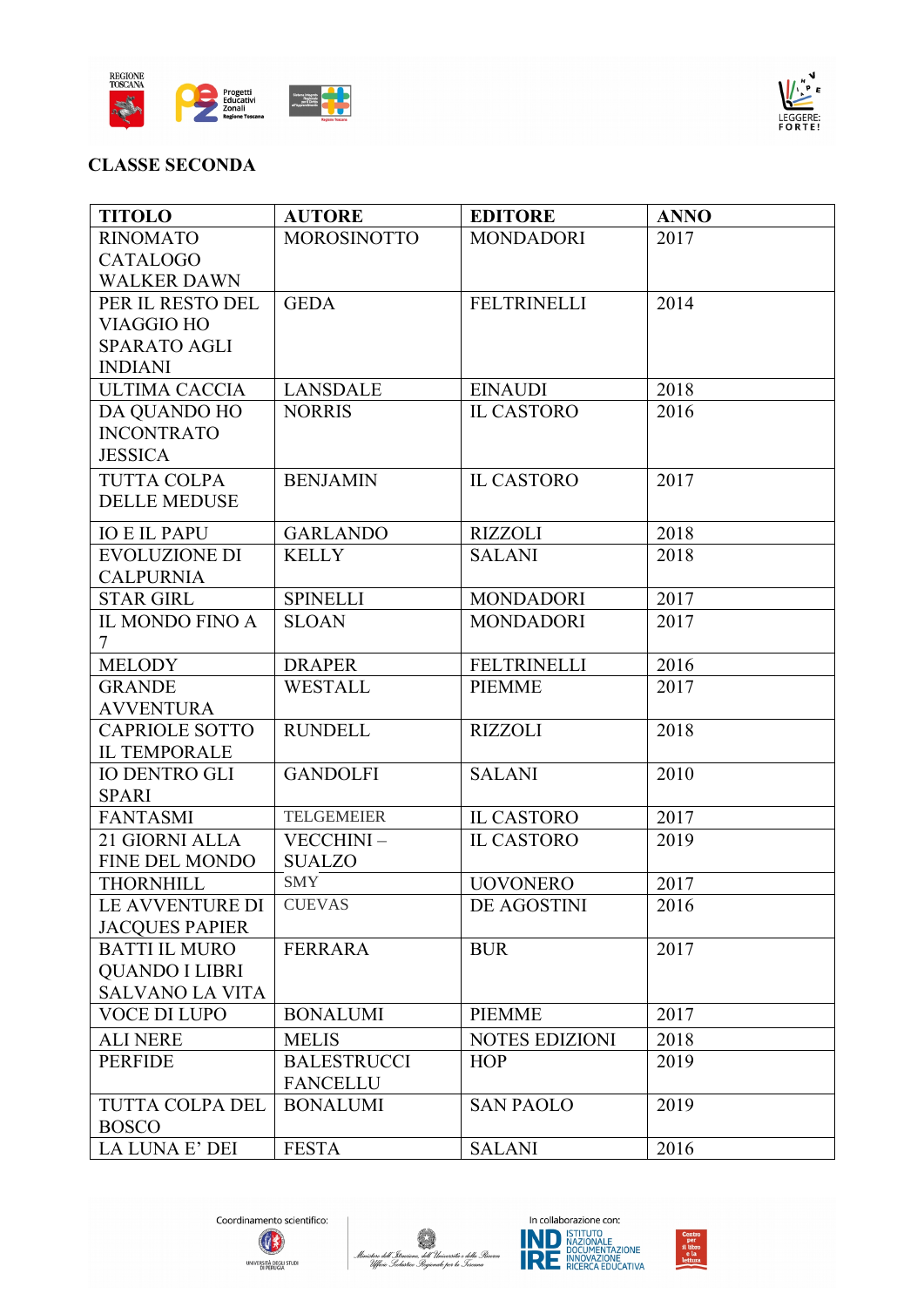## CLASSE SECONDA

| TITOLO | AUTORE | EDITORE | ANNO |
|---|---|---|---|
| RINOMATO CATALOGO WALKER DAWN | MOROSINOTTO | MONDADORI | 2017 |
| PER IL RESTO DEL VIAGGIO HO SPARATO AGLI INDIANI | GEDA | FELTRINELLI | 2014 |
| ULTIMA CACCIA | LANSDALE | EINAUDI | 2018 |
| DA QUANDO HO INCONTRATO JESSICA | NORRIS | IL CASTORO | 2016 |
| TUTTA COLPA DELLE MEDUSE | BENJAMIN | IL CASTORO | 2017 |
| IO E IL PAPU | GARLANDO | RIZZOLI | 2018 |
| EVOLUZIONE DI CALPURNIA | KELLY | SALANI | 2018 |
| STAR GIRL | SPINELLI | MONDADORI | 2017 |
| IL MONDO FINO A 7 | SLOAN | MONDADORI | 2017 |
| MELODY | DRAPER | FELTRINELLI | 2016 |
| GRANDE AVVENTURA | WESTALL | PIEMME | 2017 |
| CAPRIOLE SOTTO IL TEMPORALE | RUNDELL | RIZZOLI | 2018 |
| IO DENTRO GLI SPARI | GANDOLFI | SALANI | 2010 |
| FANTASMI | TELGEMEIER | IL CASTORO | 2017 |
| 21 GIORNI ALLA FINE DEL MONDO | VECCHINI – SUALZO | IL CASTORO | 2019 |
| THORNHILL | SMY | UOVONERO | 2017 |
| LE AVVENTURE DI JACQUES PAPIER | CUEVAS | DE AGOSTINI | 2016 |
| BATTI IL MURO QUANDO I LIBRI SALVANO LA VITA | FERRARA | BUR | 2017 |
| VOCE DI LUPO | BONALUMI | PIEMME | 2017 |
| ALI NERE | MELIS | NOTES EDIZIONI | 2018 |
| PERFIDE | BALESTRUCCI FANCELLU | HOP | 2019 |
| TUTTA COLPA DEL BOSCO | BONALUMI | SAN PAOLO | 2019 |
| LA LUNA E' DEI | FESTA | SALANI | 2016 |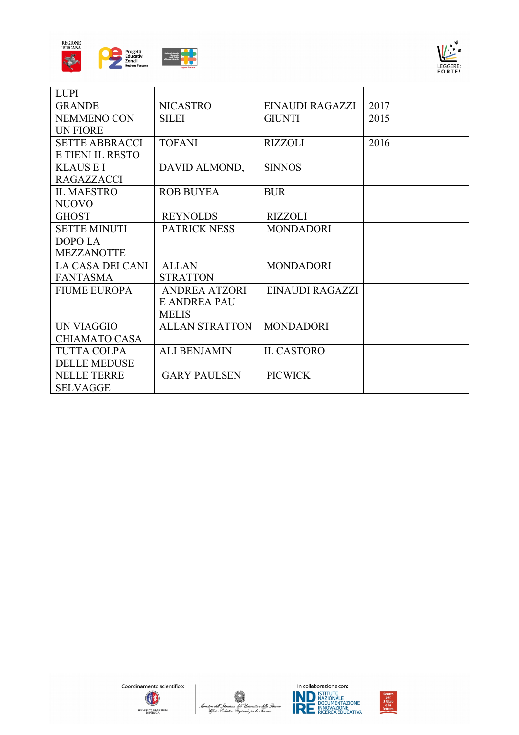| LUPI | | | |
|---|---|---|---|
| GRANDE | NICASTRO | EINAUDI RAGAZZI | 2017 |
| NEMMENO CON UN FIORE | SILEI | GIUNTI | 2015 |
| SETTE ABBRACCI E TIENI IL RESTO | TOFANI | RIZZOLI | 2016 |
| KLAUS E I RAGAZZACCI | DAVID ALMOND, | SINNOS | |
| IL MAESTRO NUOVO | ROB BUYEA | BUR | |
| GHOST | REYNOLDS | RIZZOLI | |
| SETTE MINUTI DOPO LA MEZZANOTTE | PATRICK NESS | MONDADORI | |
| LA CASA DEI CANI FANTASMA | ALLAN STRATTON | MONDADORI | |
| FIUME EUROPA | ANDREA ATZORI E ANDREA PAU MELIS | EINAUDI RAGAZZI | |
| UN VIAGGIO CHIAMATO CASA | ALLAN STRATTON | MONDADORI | |
| TUTTA COLPA DELLE MEDUSE | ALI BENJAMIN | IL CASTORO | |
| NELLE TERRE SELVAGGE | GARY PAULSEN | PICWICK | |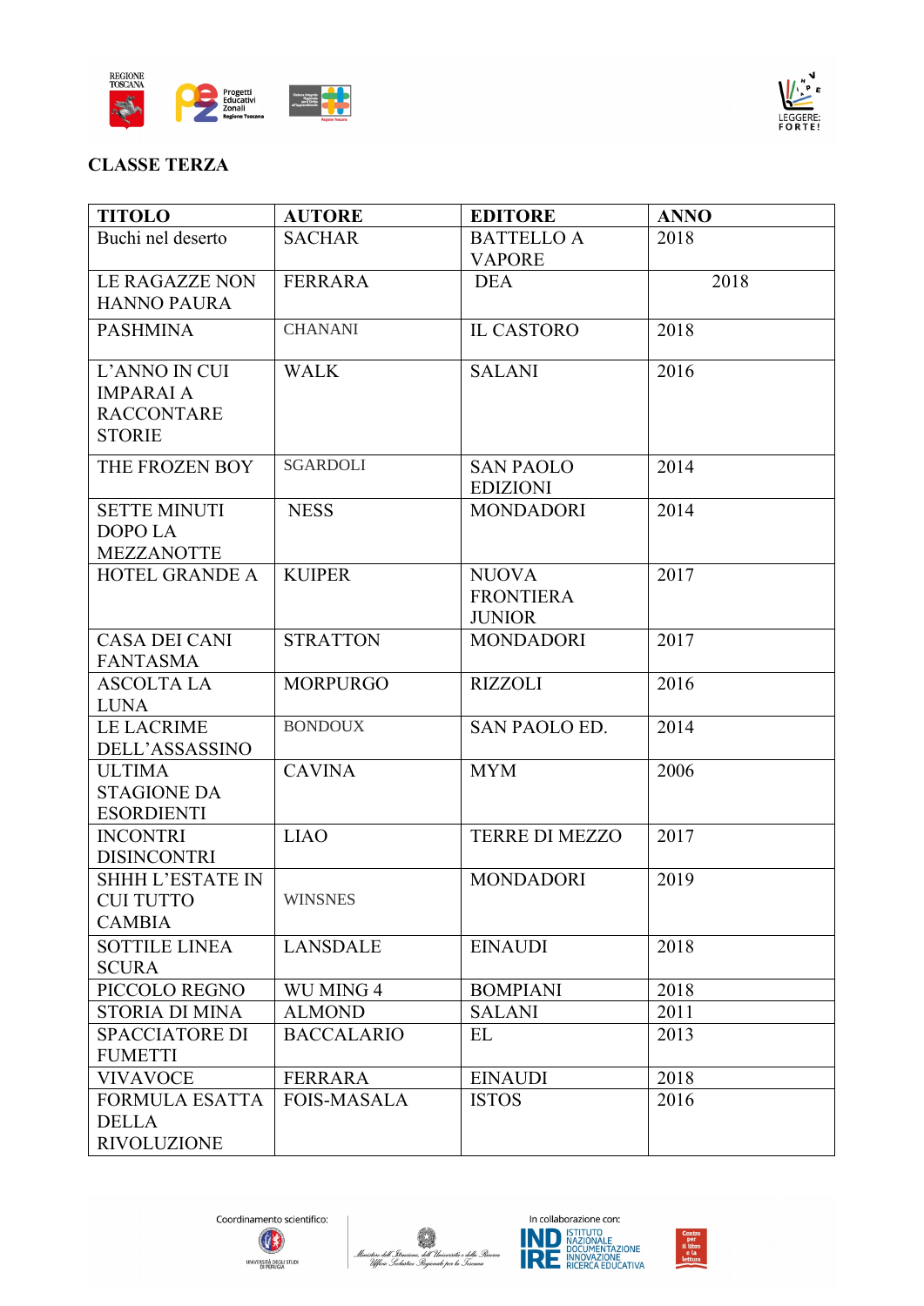## CLASSE TERZA

| TITOLO | AUTORE | EDITORE | ANNO |
|---|---|---|---|
| Buchi nel deserto | SACHAR | BATTELLO A VAPORE | 2018 |
| LE RAGAZZE NON HANNO PAURA | FERRARA | DEA | 2018 |
| PASHMINA | CHANANI | IL CASTORO | 2018 |
| L'ANNO IN CUI IMPARAI A RACCONTARE STORIE | WALK | SALANI | 2016 |
| THE FROZEN BOY | SGARDOLI | SAN PAOLO EDIZIONI | 2014 |
| SETTE MINUTI DOPO LA MEZZANOTTE | NESS | MONDADORI | 2014 |
| HOTEL GRANDE A | KUIPER | NUOVA FRONTIERA JUNIOR | 2017 |
| CASA DEI CANI FANTASMA | STRATTON | MONDADORI | 2017 |
| ASCOLTA LA LUNA | MORPURGO | RIZZOLI | 2016 |
| LE LACRIME DELL'ASSASSINO | BONDOUX | SAN PAOLO ED. | 2014 |
| ULTIMA STAGIONE DA ESORDIENTI | CAVINA | MYM | 2006 |
| INCONTRI DISINCONTRI | LIAO | TERRE DI MEZZO | 2017 |
| SHHH L'ESTATE IN CUI TUTTO CAMBIA | WINSNES | MONDADORI | 2019 |
| SOTTILE LINEA SCURA | LANSDALE | EINAUDI | 2018 |
| PICCOLO REGNO | WU MING 4 | BOMPIANI | 2018 |
| STORIA DI MINA | ALMOND | SALANI | 2011 |
| SPACCIATORE DI FUMETTI | BACCALARIO | EL | 2013 |
| VIVAVOCE | FERRARA | EINAUDI | 2018 |
| FORMULA ESATTA DELLA RIVOLUZIONE | FOIS-MASALA | ISTOS | 2016 |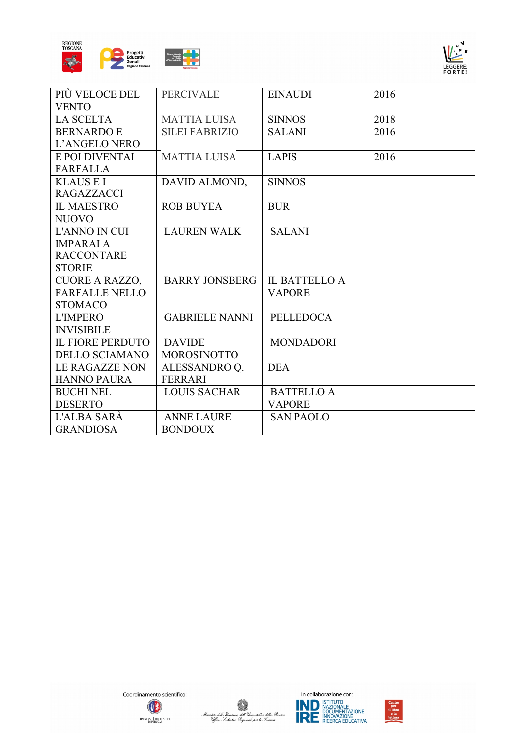| | | | |
|---|---|---|---|
| PIÙ VELOCE DEL VENTO | PERCIVALE | EINAUDI | 2016 |
| LA SCELTA | MATTIA LUISA | SINNOS | 2018 |
| BERNARDO E L'ANGELO NERO | SILEI FABRIZIO | SALANI | 2016 |
| E POI DIVENTAI FARFALLA | MATTIA LUISA | LAPIS | 2016 |
| KLAUS E I RAGAZZACCI | DAVID ALMOND, | SINNOS | |
| IL MAESTRO NUOVO | ROB BUYEA | BUR | |
| L'ANNO IN CUI IMPARAI A RACCONTARE STORIE | LAUREN WALK | SALANI | |
| CUORE A RAZZO, FARFALLE NELLO STOMACO | BARRY JONSBERG | IL BATTELLO A VAPORE | |
| L'IMPERO INVISIBILE | GABRIELE NANNI | PELLEDOCA | |
| IL FIORE PERDUTO DELLO SCIAMANO | DAVIDE MOROSINOTTO | MONDADORI | |
| LE RAGAZZE NON HANNO PAURA | ALESSANDRO Q. FERRARI | DEA | |
| BUCHI NEL DESERTO | LOUIS SACHAR | BATTELLO A VAPORE | |
| L'ALBA SARÀ GRANDIOSA | ANNE LAURE BONDOUX | SAN PAOLO | |